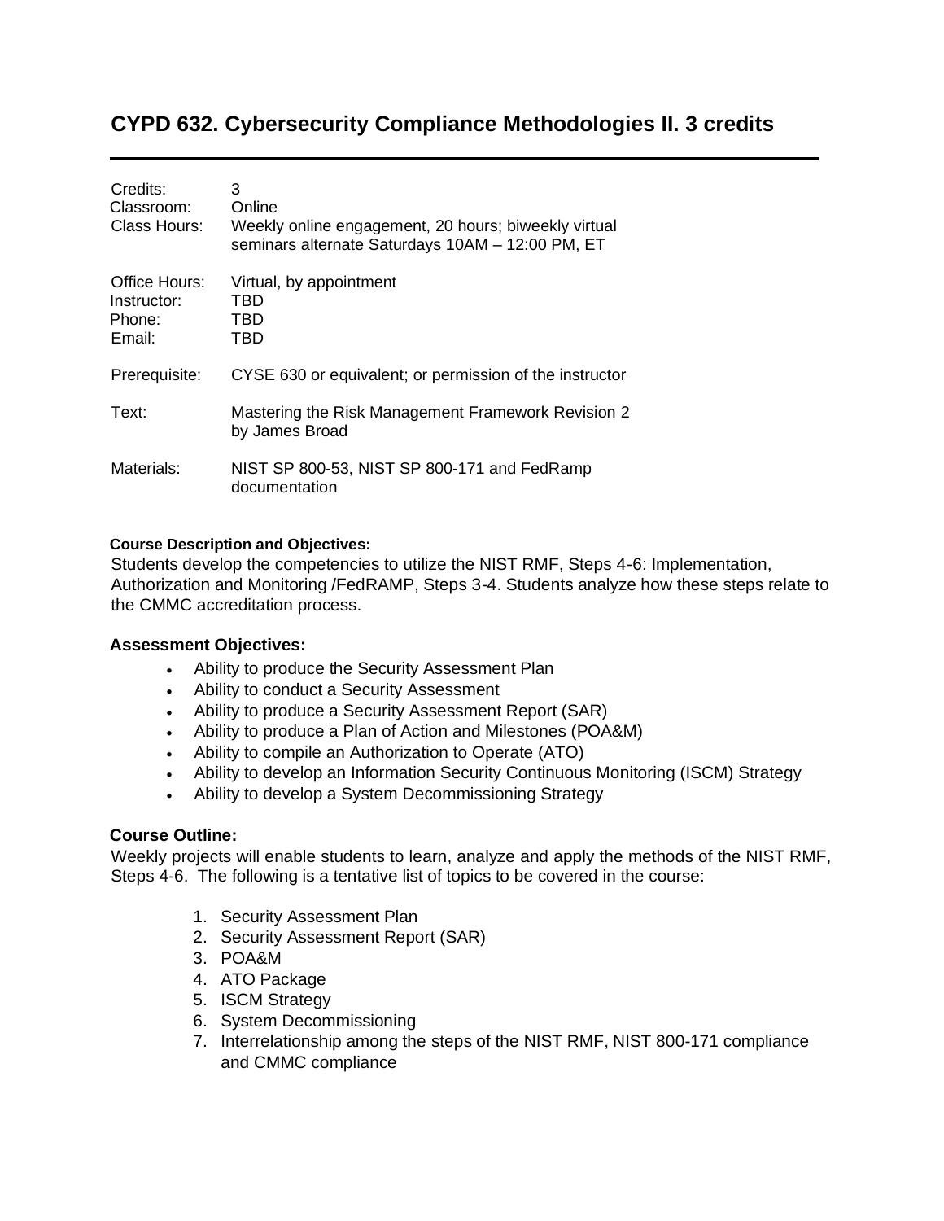# CYPD 632. Cybersecurity Compliance Methodologies II. 3 credits

| | |
|---|---|
| Credits: | 3 |
| Classroom: | Online |
| Class Hours: | Weekly online engagement, 20 hours; biweekly virtual seminars alternate Saturdays 10AM – 12:00 PM, ET |
| Office Hours: | Virtual, by appointment |
| Instructor: | TBD |
| Phone: | TBD |
| Email: | TBD |
| Prerequisite: | CYSE 630 or equivalent; or permission of the instructor |
| Text: | Mastering the Risk Management Framework Revision 2 by James Broad |
| Materials: | NIST SP 800-53, NIST SP 800-171 and FedRamp documentation |

**Course Description and Objectives:**

Students develop the competencies to utilize the NIST RMF, Steps 4-6: Implementation, Authorization and Monitoring /FedRAMP, Steps 3-4. Students analyze how these steps relate to the CMMC accreditation process.

**Assessment Objectives:**

- Ability to produce the Security Assessment Plan
- Ability to conduct a Security Assessment
- Ability to produce a Security Assessment Report (SAR)
- Ability to produce a Plan of Action and Milestones (POA&M)
- Ability to compile an Authorization to Operate (ATO)
- Ability to develop an Information Security Continuous Monitoring (ISCM) Strategy
- Ability to develop a System Decommissioning Strategy

**Course Outline:**

Weekly projects will enable students to learn, analyze and apply the methods of the NIST RMF, Steps 4-6. The following is a tentative list of topics to be covered in the course:

1. Security Assessment Plan
2. Security Assessment Report (SAR)
3. POA&M
4. ATO Package
5. ISCM Strategy
6. System Decommissioning
7. Interrelationship among the steps of the NIST RMF, NIST 800-171 compliance and CMMC compliance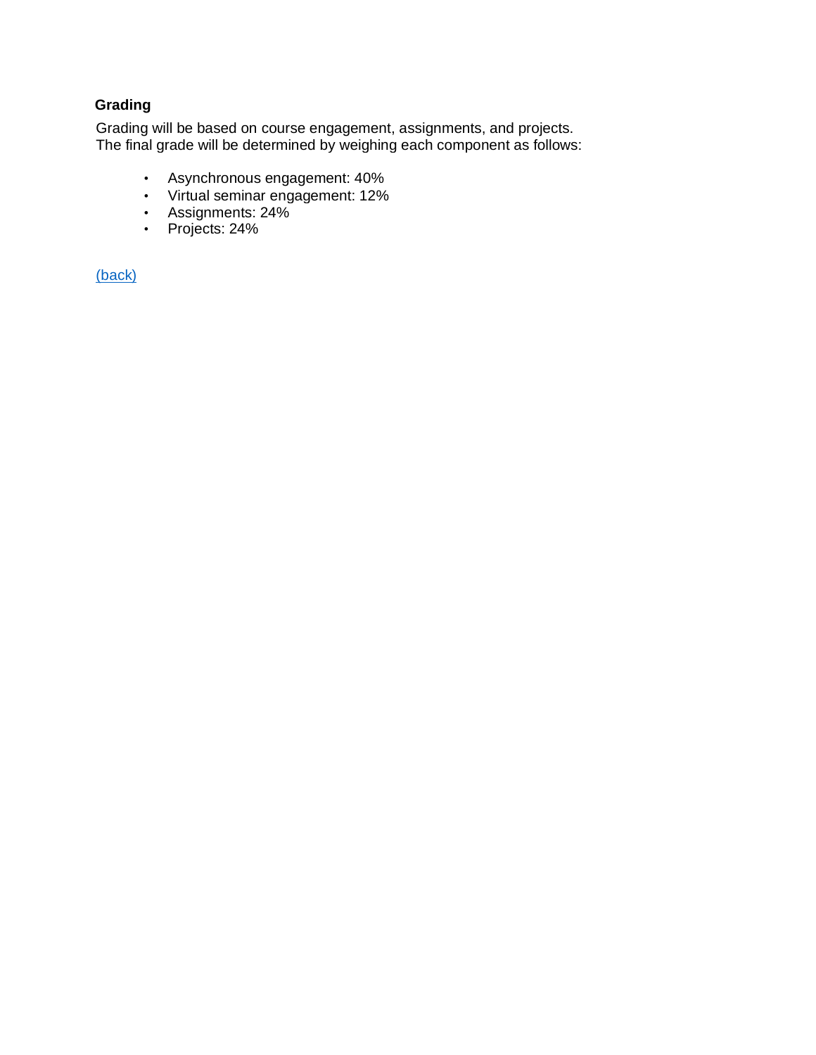### Grading

Grading will be based on course engagement, assignments, and projects.
The final grade will be determined by weighing each component as follows:

- Asynchronous engagement: 40%
- Virtual seminar engagement: 12%
- Assignments: 24%
- Projects: 24%

(back)